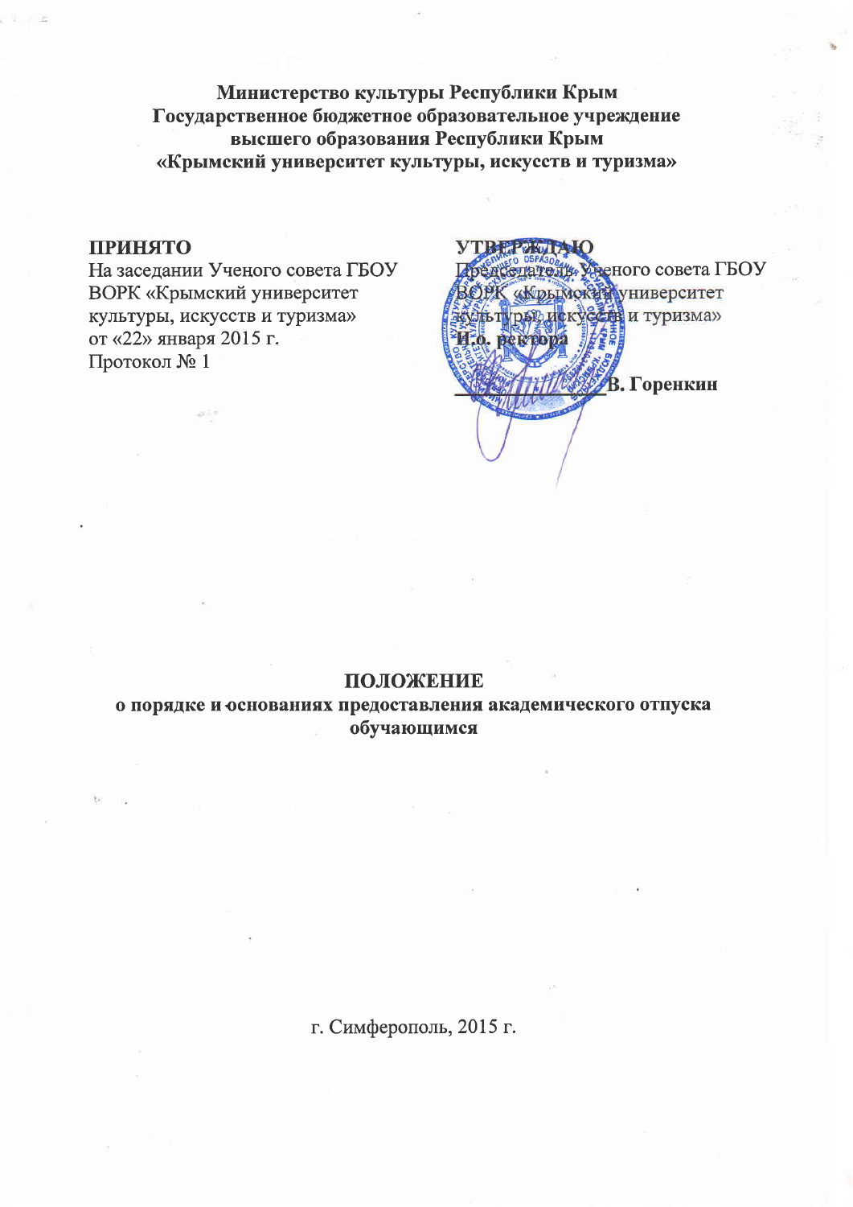**Министерство культуры Республики Крым**
**Государственное бюджетное образовательное учреждение**
**высшего образования Республики Крым**
**«Крымский университет культуры, искусств и туризма»**

**ПРИНЯТО**
На заседании Ученого совета ГБОУ ВОРК «Крымский университет культуры, искусств и туризма»
от «22» января 2015 г.
Протокол № 1

**УТВЕРЖДАЮ**
Председатель Ученого совета ГБОУ ВОРК «Крымский университет культуры, искусств и туризма»
**И.о. ректора**
**_____________ В. Горенкин**

# ПОЛОЖЕНИЕ

## о порядке и основаниях предоставления академического отпуска обучающимся

г. Симферополь, 2015 г.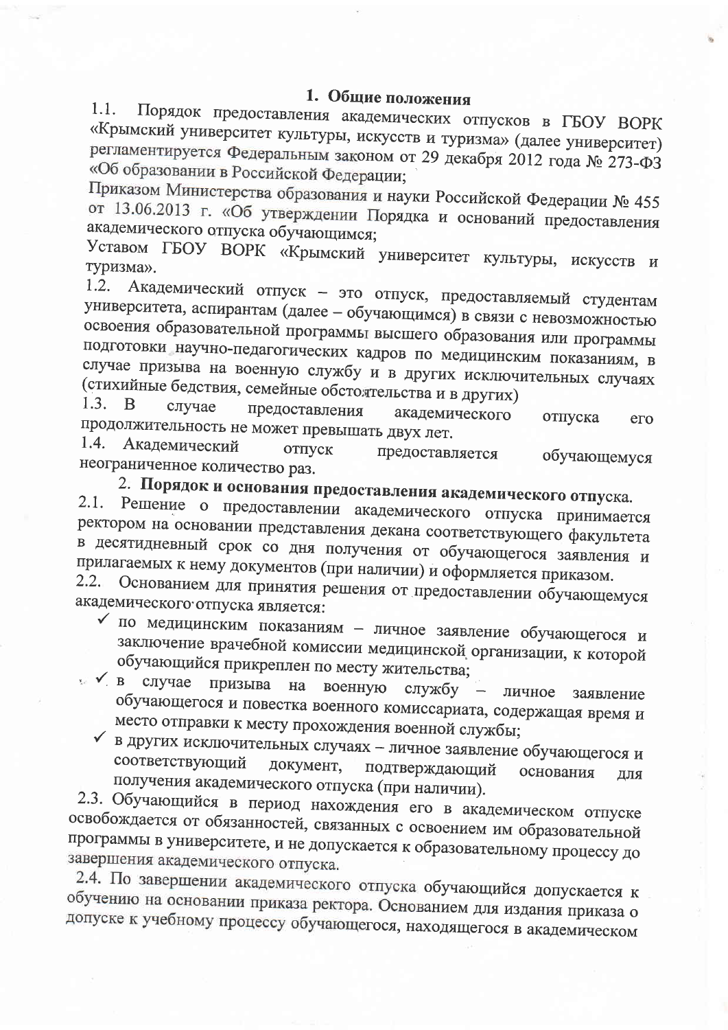## 1. Общие положения

1.1. Порядок предоставления академических отпусков в ГБОУ ВОРК «Крымский университет культуры, искусств и туризма» (далее университет) регламентируется Федеральным законом от 29 декабря 2012 года № 273-ФЗ «Об образовании в Российской Федерации;

Приказом Министерства образования и науки Российской Федерации № 455 от 13.06.2013 г. «Об утверждении Порядка и оснований предоставления академического отпуска обучающимся;

Уставом ГБОУ ВОРК «Крымский университет культуры, искусств и туризма».

1.2. Академический отпуск – это отпуск, предоставляемый студентам университета, аспирантам (далее – обучающимся) в связи с невозможностью освоения образовательной программы высшего образования или программы подготовки научно-педагогических кадров по медицинским показаниям, в случае призыва на военную службу и в других исключительных случаях (стихийные бедствия, семейные обстоятельства и в других)

1.3. В случае предоставления академического отпуска его продолжительность не может превышать двух лет.

1.4. Академический отпуск предоставляется обучающемуся неограниченное количество раз.

## 2. Порядок и основания предоставления академического отпуска.

2.1. Решение о предоставлении академического отпуска принимается ректором на основании представления декана соответствующего факультета в десятидневный срок со дня получения от обучающегося заявления и прилагаемых к нему документов (при наличии) и оформляется приказом.

2.2. Основанием для принятия решения от предоставлении обучающемуся академического отпуска является:

- ✓ по медицинским показаниям – личное заявление обучающегося и заключение врачебной комиссии медицинской организации, к которой обучающийся прикреплен по месту жительства;
- ✓ в случае призыва на военную службу – личное заявление обучающегося и повестка военного комиссариата, содержащая время и место отправки к месту прохождения военной службы;
- ✓ в других исключительных случаях – личное заявление обучающегося и соответствующий документ, подтверждающий основания для получения академического отпуска (при наличии).

2.3. Обучающийся в период нахождения его в академическом отпуске освобождается от обязанностей, связанных с освоением им образовательной программы в университете, и не допускается к образовательному процессу до завершения академического отпуска.

2.4. По завершении академического отпуска обучающийся допускается к обучению на основании приказа ректора. Основанием для издания приказа о допуске к учебному процессу обучающегося, находящегося в академическом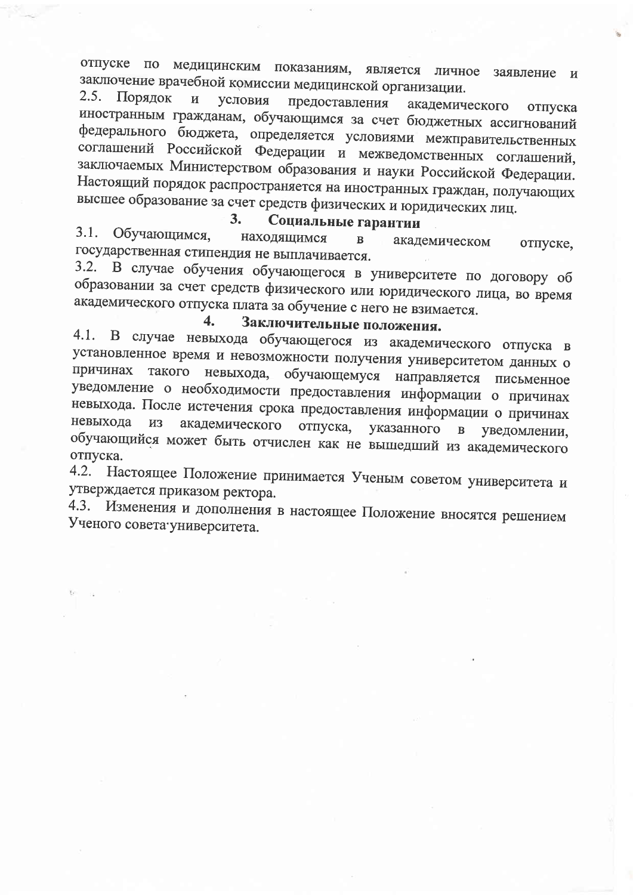отпуске по медицинским показаниям, является личное заявление и заключение врачебной комиссии медицинской организации.

2.5. Порядок и условия предоставления академического отпуска иностранным гражданам, обучающимся за счет бюджетных ассигнований федерального бюджета, определяется условиями межправительственных соглашений Российской Федерации и межведомственных соглашений, заключаемых Министерством образования и науки Российской Федерации. Настоящий порядок распространяется на иностранных граждан, получающих высшее образование за счет средств физических и юридических лиц.

## 3. Социальные гарантии

3.1. Обучающимся, находящимся в академическом отпуске, государственная стипендия не выплачивается.

3.2. В случае обучения обучающегося в университете по договору об образовании за счет средств физического или юридического лица, во время академического отпуска плата за обучение с него не взимается.

## 4. Заключительные положения.

4.1. В случае невыхода обучающегося из академического отпуска в установленное время и невозможности получения университетом данных о причинах такого невыхода, обучающемуся направляется письменное уведомление о необходимости предоставления информации о причинах невыхода. После истечения срока предоставления информации о причинах невыхода из академического отпуска, указанного в уведомлении, обучающийся может быть отчислен как не вышедший из академического отпуска.

4.2. Настоящее Положение принимается Ученым советом университета и утверждается приказом ректора.

4.3. Изменения и дополнения в настоящее Положение вносятся решением Ученого совета университета.